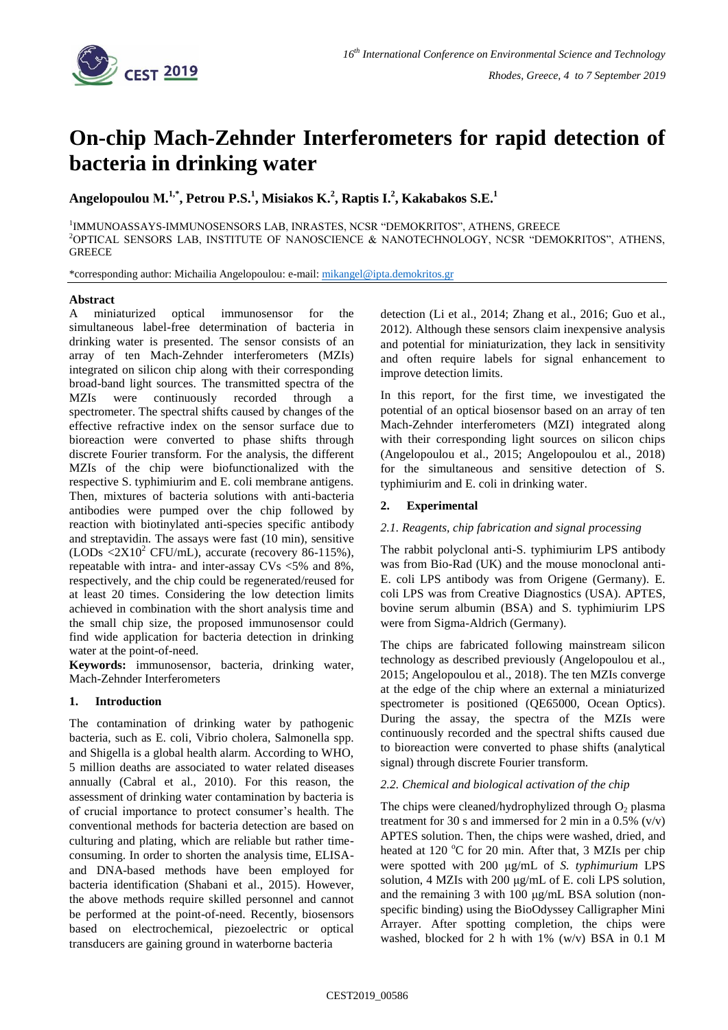# On-chip Mach-Zehnder Interferometers for rapid detection of bacteria in drinking water

**Angelopoulou M.[1,*], Petrou P.S.[1], Misiakos K.[2], Raptis I.[2], Kakabakos S.E.[1]**

[1]IMMUNOASSAYS-IMMUNOSENSORS LAB, INRASTES, NCSR "DEMOKRITOS", ATHENS, GREECE
[2]OPTICAL SENSORS LAB, INSTITUTE OF NANOSCIENCE & NANOTECHNOLOGY, NCSR "DEMOKRITOS", ATHENS, GREECE

*corresponding author: Michailia Angelopoulou: e-mail: mikangel@ipta.demokritos.gr

## Abstract

A miniaturized optical immunosensor for the simultaneous label-free determination of bacteria in drinking water is presented. The sensor consists of an array of ten Mach-Zehnder interferometers (MZIs) integrated on silicon chip along with their corresponding broad-band light sources. The transmitted spectra of the MZIs were continuously recorded through a spectrometer. The spectral shifts caused by changes of the effective refractive index on the sensor surface due to bioreaction were converted to phase shifts through discrete Fourier transform. For the analysis, the different MZIs of the chip were biofunctionalized with the respective S. typhimiurim and E. coli membrane antigens. Then, mixtures of bacteria solutions with anti-bacteria antibodies were pumped over the chip followed by reaction with biotinylated anti-species specific antibody and streptavidin. The assays were fast (10 min), sensitive (LODs $<2\mathrm{X}10^2$ CFU/mL), accurate (recovery 86-115%), repeatable with intra- and inter-assay CVs <5% and 8%, respectively, and the chip could be regenerated/reused for at least 20 times. Considering the low detection limits achieved in combination with the short analysis time and the small chip size, the proposed immunosensor could find wide application for bacteria detection in drinking water at the point-of-need.

**Keywords:** immunosensor, bacteria, drinking water, Mach-Zehnder Interferometers

## 1. Introduction

The contamination of drinking water by pathogenic bacteria, such as E. coli, Vibrio cholera, Salmonella spp. and Shigella is a global health alarm. According to WHO, 5 million deaths are associated to water related diseases annually (Cabral et al., 2010). For this reason, the assessment of drinking water contamination by bacteria is of crucial importance to protect consumer's health. The conventional methods for bacteria detection are based on culturing and plating, which are reliable but rather time-consuming. In order to shorten the analysis time, ELISA- and DNA-based methods have been employed for bacteria identification (Shabani et al., 2015). However, the above methods require skilled personnel and cannot be performed at the point-of-need. Recently, biosensors based on electrochemical, piezoelectric or optical transducers are gaining ground in waterborne bacteria detection (Li et al., 2014; Zhang et al., 2016; Guo et al., 2012). Although these sensors claim inexpensive analysis and potential for miniaturization, they lack in sensitivity and often require labels for signal enhancement to improve detection limits.

In this report, for the first time, we investigated the potential of an optical biosensor based on an array of ten Mach-Zehnder interferometers (MZI) integrated along with their corresponding light sources on silicon chips (Angelopoulou et al., 2015; Angelopoulou et al., 2018) for the simultaneous and sensitive detection of S. typhimiurim and E. coli in drinking water.

## 2. Experimental

### 2.1. Reagents, chip fabrication and signal processing

The rabbit polyclonal anti-S. typhimiurim LPS antibody was from Bio-Rad (UK) and the mouse monoclonal anti-E. coli LPS antibody was from Origene (Germany). E. coli LPS was from Creative Diagnostics (USA). APTES, bovine serum albumin (BSA) and S. typhimiurim LPS were from Sigma-Aldrich (Germany).

The chips are fabricated following mainstream silicon technology as described previously (Angelopoulou et al., 2015; Angelopoulou et al., 2018). The ten MZIs converge at the edge of the chip where an external a miniaturized spectrometer is positioned (QE65000, Ocean Optics). During the assay, the spectra of the MZIs were continuously recorded and the spectral shifts caused due to bioreaction were converted to phase shifts (analytical signal) through discrete Fourier transform.

### 2.2. Chemical and biological activation of the chip

The chips were cleaned/hydrophylized through $O_2$ plasma treatment for 30 s and immersed for 2 min in a 0.5% (v/v) APTES solution. Then, the chips were washed, dried, and heated at 120 °C for 20 min. After that, 3 MZIs per chip were spotted with 200 μg/mL of *S. typhimurium* LPS solution, 4 MZIs with 200 μg/mL of E. coli LPS solution, and the remaining 3 with 100 μg/mL BSA solution (non-specific binding) using the BioOdyssey Calligrapher Mini Arrayer. After spotting completion, the chips were washed, blocked for 2 h with 1% (w/v) BSA in 0.1 M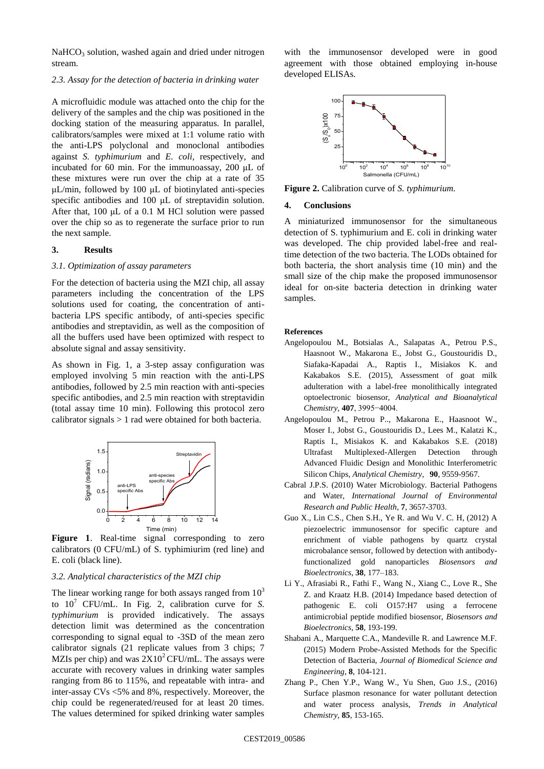$NaHCO_3$ solution, washed again and dried under nitrogen stream.

*2.3. Assay for the detection of bacteria in drinking water*

A microfluidic module was attached onto the chip for the delivery of the samples and the chip was positioned in the docking station of the measuring apparatus. In parallel, calibrators/samples were mixed at 1:1 volume ratio with the anti-LPS polyclonal and monoclonal antibodies against *S. typhimurium* and *E. coli*, respectively, and incubated for 60 min. For the immunoassay, 200 μL of these mixtures were run over the chip at a rate of 35 μL/min, followed by 100 μL of biotinylated anti-species specific antibodies and 100 μL of streptavidin solution. After that, 100 μL of a 0.1 M HCl solution were passed over the chip so as to regenerate the surface prior to run the next sample.

## 3. Results

*3.1. Optimization of assay parameters*

For the detection of bacteria using the MZI chip, all assay parameters including the concentration of the LPS solutions used for coating, the concentration of anti-bacteria LPS specific antibody, of anti-species specific antibodies and streptavidin, as well as the composition of all the buffers used have been optimized with respect to absolute signal and assay sensitivity.

As shown in Fig. 1, a 3-step assay configuration was employed involving 5 min reaction with the anti-LPS antibodies, followed by 2.5 min reaction with anti-species specific antibodies, and 2.5 min reaction with streptavidin (total assay time 10 min). Following this protocol zero calibrator signals > 1 rad were obtained for both bacteria.

Streptavidin
anti-species specific Abs
anti-LPS specific Abs
Signal (radians)
1.5
1.0
0.5
0.0
0 2 4 6 8 10 12 14
Time (min)

**Figure 1**. Real-time signal corresponding to zero calibrators (0 CFU/mL) of S. typhimiurim (red line) and E. coli (black line).

*3.2. Analytical characteristics of the MZI chip*

The linear working range for both assays ranged from $10^3$ to $10^7$ CFU/mL. In Fig. 2, calibration curve for *S. typhimurium* is provided indicatively. The assays detection limit was determined as the concentration corresponding to signal equal to -3SD of the mean zero calibrator signals (21 replicate values from 3 chips; 7 MZIs per chip) and was $2X10^2$ CFU/mL. The assays were accurate with recovery values in drinking water samples ranging from 86 to 115%, and repeatable with intra- and inter-assay CVs <5% and 8%, respectively. Moreover, the chip could be regenerated/reused for at least 20 times. The values determined for spiked drinking water samples with the immunosensor developed were in good agreement with those obtained employing in-house developed ELISAs.

$(S_x/S_0)$x100
100
75
50
25
$10^0$ $10^2$ $10^4$ $10^6$ $10^8$ $10^{10}$
Salmonella (CFU/mL)

**Figure 2.** Calibration curve of *S. typhimurium.*

## 4. Conclusions

A miniaturized immunosensor for the simultaneous detection of S. typhimurium and E. coli in drinking water was developed. The chip provided label-free and real-time detection of the two bacteria. The LODs obtained for both bacteria, the short analysis time (10 min) and the small size of the chip make the proposed immunosensor ideal for on-site bacteria detection in drinking water samples.

**References**

Angelopoulou M., Botsialas A., Salapatas A., Petrou P.S., Haasnoot W., Makarona E., Jobst G., Goustouridis D., Siafaka-Kapadai A., Raptis I., Misiakos K. and Kakabakos S.E. (2015), Assessment of goat milk adulteration with a label-free monolithically integrated optoelectronic biosensor, *Analytical and Bioanalytical Chemistry*, **407**, 3995−4004.

Angelopoulou M., Petrou P.., Makarona E., Haasnoot W., Moser I., Jobst G., Goustouridis D., Lees M., Kalatzi K., Raptis I., Misiakos K. and Kakabakos S.E. (2018) Ultrafast Multiplexed-Allergen Detection through Advanced Fluidic Design and Monolithic Interferometric Silicon Chips, *Analytical Chemistry*, **90**, 9559-9567.

Cabral J.P.S. (2010) Water Microbiology. Bacterial Pathogens and Water, *International Journal of Environmental Research and Public Health*, **7**, 3657-3703.

Guo X., Lin C.S., Chen S.H., Ye R. and Wu V. C. H, (2012) A piezoelectric immunosensor for specific capture and enrichment of viable pathogens by quartz crystal microbalance sensor, followed by detection with antibody-functionalized gold nanoparticles *Biosensors and Bioelectronics*, **38**, 177–183.

Li Y., Afrasiabi R., Fathi F., Wang N., Xiang C., Love R., She Z. and Kraatz H.B. (2014) Impedance based detection of pathogenic E. coli O157:H7 using a ferrocene antimicrobial peptide modified biosensor, *Biosensors and Bioelectronics*, **58**, 193-199.

Shabani A., Marquette C.A., Mandeville R. and Lawrence M.F. (2015) Modern Probe-Assisted Methods for the Specific Detection of Bacteria, *Journal of Biomedical Science and Engineering*, **8**, 104-121.

Zhang P., Chen Y.P., Wang W., Yu Shen, Guo J.S., (2016) Surface plasmon resonance for water pollutant detection and water process analysis, *Trends in Analytical Chemistry*, **85**, 153-165.